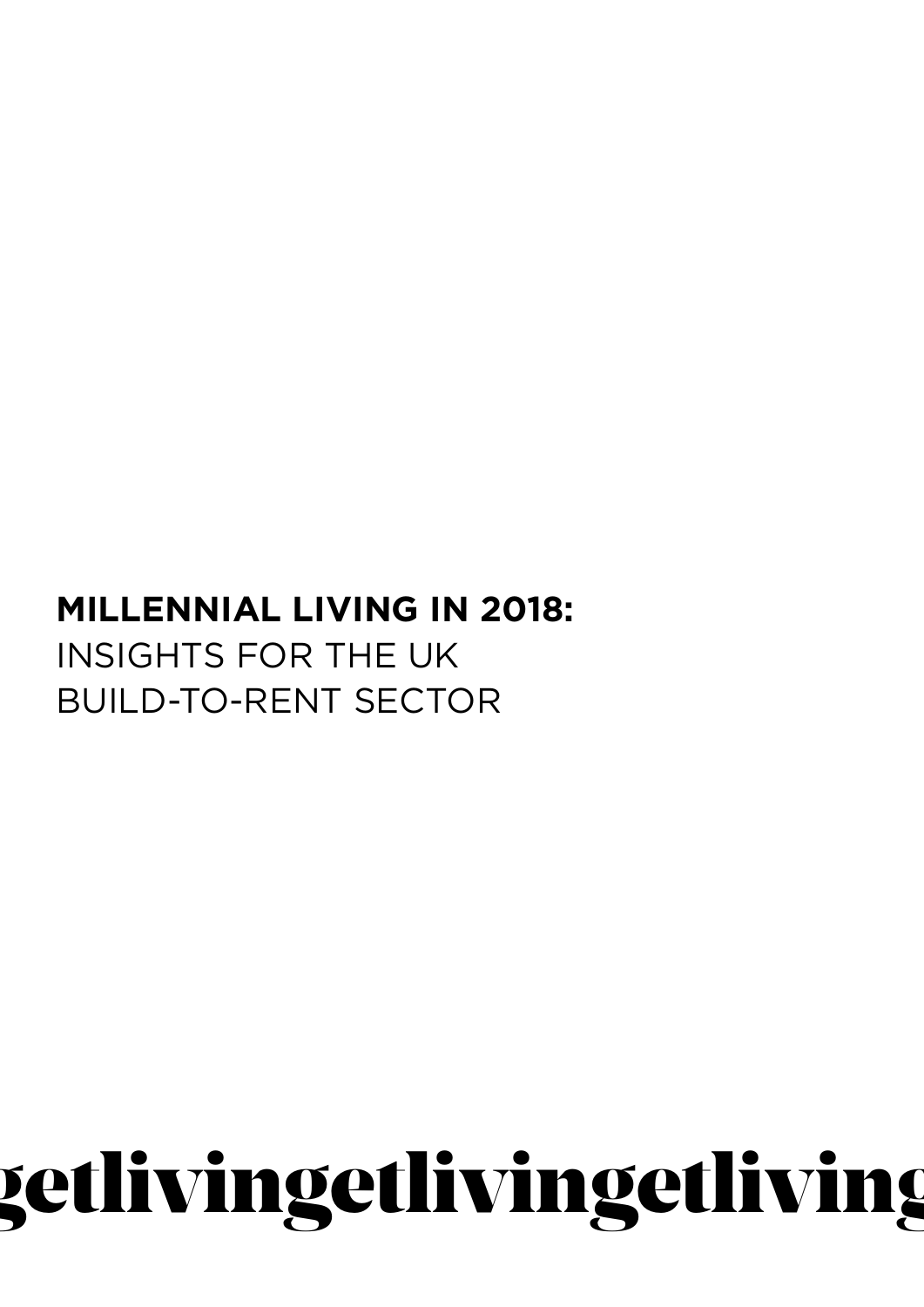# MILLENNIAL LIVING IN 2018:

INSIGHTS FOR THE UK BUILD-TO-RENT SECTOR

getlivingetlivingetliving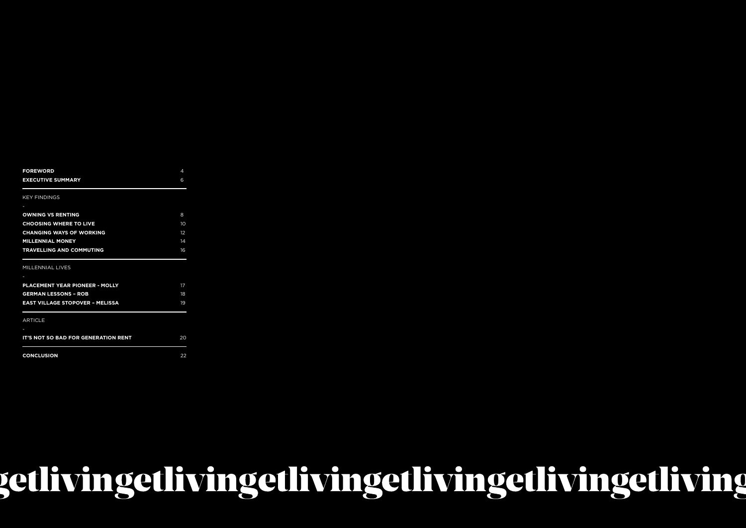| | |
|---|---|
| **FOREWORD** | 4 |
| **EXECUTIVE SUMMARY** | 6 |

KEY FINDINGS

-

| | |
|---|---|
| **OWNING VS RENTING** | 8 |
| **CHOOSING WHERE TO LIVE** | 10 |
| **CHANGING WAYS OF WORKING** | 12 |
| **MILLENNIAL MONEY** | 14 |
| **TRAVELLING AND COMMUTING** | 16 |

MILLENNIAL LIVES

-

| | |
|---|---|
| **PLACEMENT YEAR PIONEER - MOLLY** | 17 |
| **GERMAN LESSONS – ROB** | 18 |
| **EAST VILLAGE STOPOVER – MELISSA** | 19 |

ARTICLE

-

| | |
|---|---|
| **IT'S NOT SO BAD FOR GENERATION RENT** | 20 |
| **CONCLUSION** | 22 |

getlivingetlivingetlivingetlivingetlivingetliving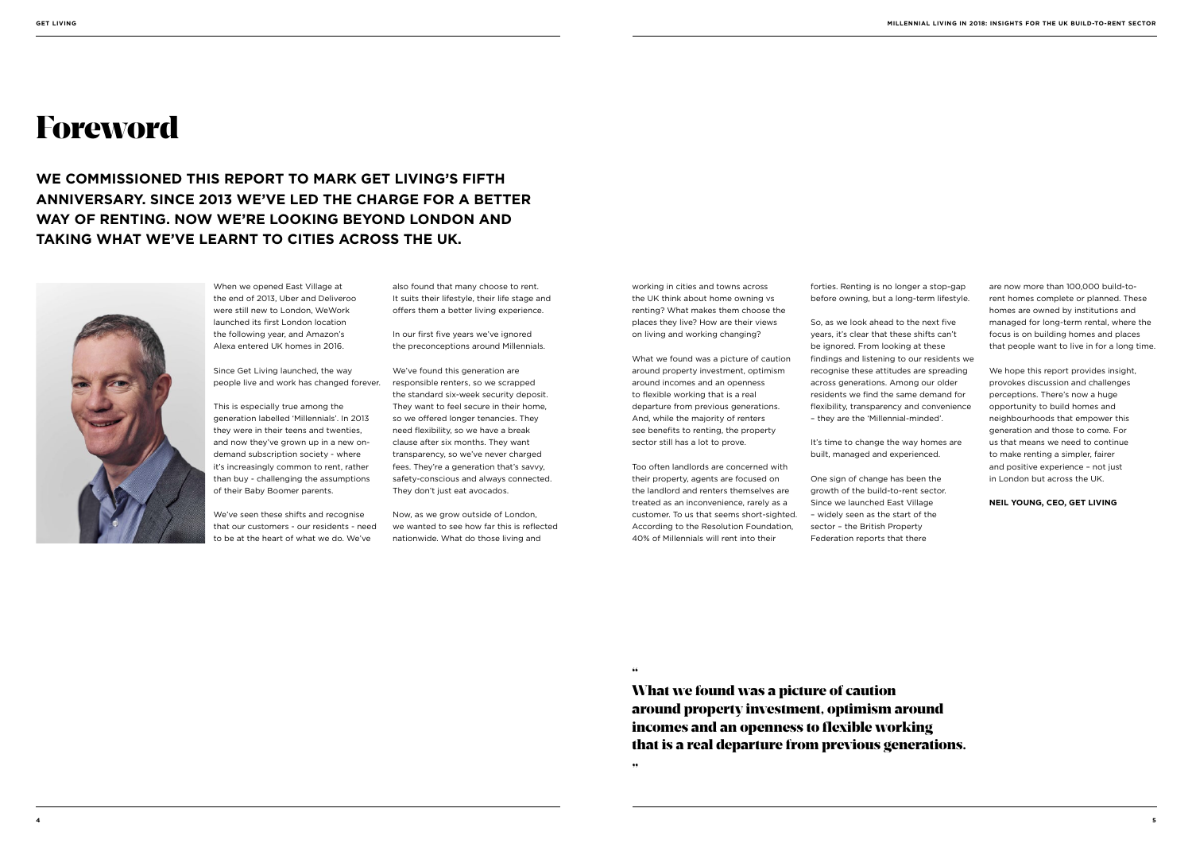# Foreword

**WE COMMISSIONED THIS REPORT TO MARK GET LIVING'S FIFTH ANNIVERSARY. SINCE 2013 WE'VE LED THE CHARGE FOR A BETTER WAY OF RENTING. NOW WE'RE LOOKING BEYOND LONDON AND TAKING WHAT WE'VE LEARNT TO CITIES ACROSS THE UK.**

When we opened East Village at the end of 2013, Uber and Deliveroo were still new to London, WeWork launched its first London location the following year, and Amazon's Alexa entered UK homes in 2016.

Since Get Living launched, the way people live and work has changed forever.

This is especially true among the generation labelled 'Millennials'. In 2013 they were in their teens and twenties, and now they've grown up in a new on-demand subscription society - where it's increasingly common to rent, rather than buy - challenging the assumptions of their Baby Boomer parents.

We've seen these shifts and recognise that our customers - our residents - need to be at the heart of what we do. We've also found that many choose to rent. It suits their lifestyle, their life stage and offers them a better living experience.

In our first five years we've ignored the preconceptions around Millennials.

We've found this generation are responsible renters, so we scrapped the standard six-week security deposit. They want to feel secure in their home, so we offered longer tenancies. They need flexibility, so we have a break clause after six months. They want transparency, so we've never charged fees. They're a generation that's savvy, safety-conscious and always connected. They don't just eat avocados.

Now, as we grow outside of London, we wanted to see how far this is reflected nationwide. What do those living and working in cities and towns across the UK think about home owning vs renting? What makes them choose the places they live? How are their views on living and working changing?

What we found was a picture of caution around property investment, optimism around incomes and an openness to flexible working that is a real departure from previous generations. And, while the majority of renters see benefits to renting, the property sector still has a lot to prove.

Too often landlords are concerned with their property, agents are focused on the landlord and renters themselves are treated as an inconvenience, rarely as a customer. To us that seems short-sighted. According to the Resolution Foundation, 40% of Millennials will rent into their forties. Renting is no longer a stop-gap before owning, but a long-term lifestyle.

So, as we look ahead to the next five years, it's clear that these shifts can't be ignored. From looking at these findings and listening to our residents we recognise these attitudes are spreading across generations. Among our older residents we find the same demand for flexibility, transparency and convenience – they are the 'Millennial-minded'.

It's time to change the way homes are built, managed and experienced.

One sign of change has been the growth of the build-to-rent sector. Since we launched East Village – widely seen as the start of the sector – the British Property Federation reports that there are now more than 100,000 build-to-rent homes complete or planned. These homes are owned by institutions and managed for long-term rental, where the focus is on building homes and places that people want to live in for a long time.

We hope this report provides insight, provokes discussion and challenges perceptions. There's now a huge opportunity to build homes and neighbourhoods that empower this generation and those to come. For us that means we need to continue to make renting a simpler, fairer and positive experience – not just in London but across the UK.

**NEIL YOUNG, CEO, GET LIVING**

> "What we found was a picture of caution around property investment, optimism around incomes and an openness to flexible working that is a real departure from previous generations."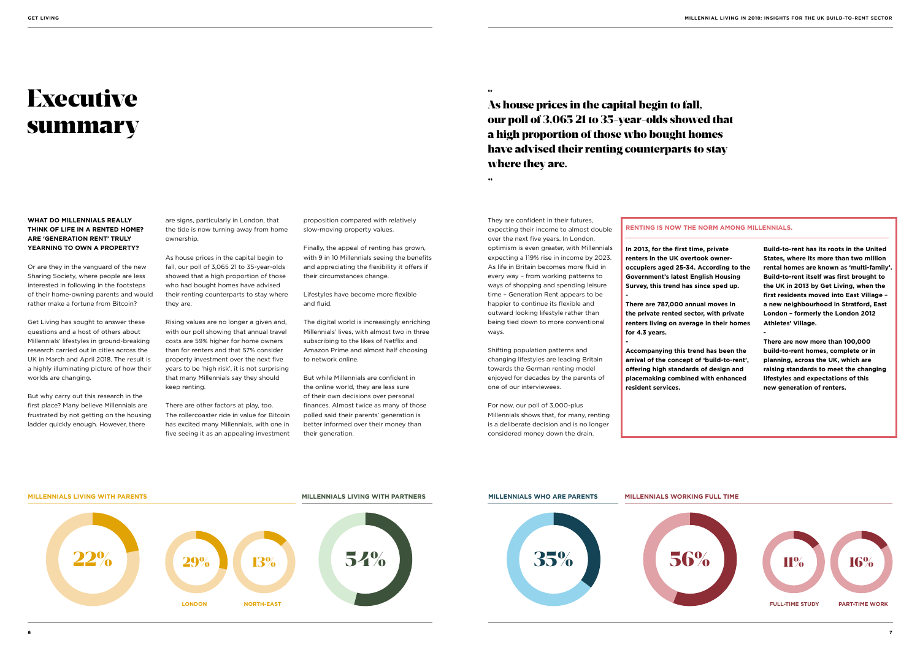# Executive summary

**WHAT DO MILLENNIALS REALLY THINK OF LIFE IN A RENTED HOME? ARE 'GENERATION RENT' TRULY YEARNING TO OWN A PROPERTY?**

Or are they in the vanguard of the new Sharing Society, where people are less interested in following in the footsteps of their home-owning parents and would rather make a fortune from Bitcoin?

Get Living has sought to answer these questions and a host of others about Millennials' lifestyles in ground-breaking research carried out in cities across the UK in March and April 2018. The result is a highly illuminating picture of how their worlds are changing.

But why carry out this research in the first place? Many believe Millennials are frustrated by not getting on the housing ladder quickly enough. However, there are signs, particularly in London, that the tide is now turning away from home ownership.

As house prices in the capital begin to fall, our poll of 3,065 21 to 35-year-olds showed that a high proportion of those who had bought homes have advised their renting counterparts to stay where they are.

Rising values are no longer a given and, with our poll showing that annual travel costs are 59% higher for home owners than for renters and that 57% consider property investment over the next five years to be 'high risk', it is not surprising that many Millennials say they should keep renting.

There are other factors at play, too. The rollercoaster ride in value for Bitcoin has excited many Millennials, with one in five seeing it as an appealing investment proposition compared with relatively slow-moving property values.

Finally, the appeal of renting has grown, with 9 in 10 Millennials seeing the benefits and appreciating the flexibility it offers if their circumstances change.

Lifestyles have become more flexible and fluid.

The digital world is increasingly enriching Millennials' lives, with almost two in three subscribing to the likes of Netflix and Amazon Prime and almost half choosing to network online.

But while Millennials are confident in the online world, they are less sure of their own decisions over personal finances. Almost twice as many of those polled said their parents' generation is better informed over their money than their generation.

> "As house prices in the capital begin to fall, our poll of 3,065 21 to 35-year-olds showed that a high proportion of those who bought homes have advised their renting counterparts to stay where they are."

They are confident in their futures, expecting their income to almost double over the next five years. In London, optimism is even greater, with Millennials expecting a 119% rise in income by 2023. As life in Britain becomes more fluid in every way – from working patterns to ways of shopping and spending leisure time – Generation Rent appears to be happier to continue its flexible and outward looking lifestyle rather than being tied down to more conventional ways.

Shifting population patterns and changing lifestyles are leading Britain towards the German renting model enjoyed for decades by the parents of one of our interviewees.

For now, our poll of 3,000-plus Millennials shows that, for many, renting is a deliberate decision and is no longer considered money down the drain.

**RENTING IS NOW THE NORM AMONG MILLENNIALS.**

**In 2013, for the first time, private renters in the UK overtook owner-occupiers aged 25-34. According to the Government's latest English Housing Survey, this trend has since sped up.**

**There are 787,000 annual moves in the private rented sector, with private renters living on average in their homes for 4.3 years.**

**Accompanying this trend has been the arrival of the concept of 'build-to-rent', offering high standards of design and placemaking combined with enhanced resident services.**

**Build-to-rent has its roots in the United States, where its more than two million rental homes are known as 'multi-family'. Build-to-rent itself was first brought to the UK in 2013 by Get Living, when the first residents moved into East Village – a new neighbourhood in Stratford, East London – formerly the London 2012 Athletes' Village.**

**There are now more than 100,000 build-to-rent homes, complete or in planning, across the UK, which are raising standards to meet the changing lifestyles and expectations of this new generation of renters.**

**MILLENNIALS LIVING WITH PARENTS**

22%

29%
LONDON

13%
NORTH-EAST

**MILLENNIALS LIVING WITH PARTNERS**

54%

**MILLENNIALS WHO ARE PARENTS**

35%

**MILLENNIALS WORKING FULL TIME**

56%

11%
FULL-TIME STUDY

16%
PART-TIME WORK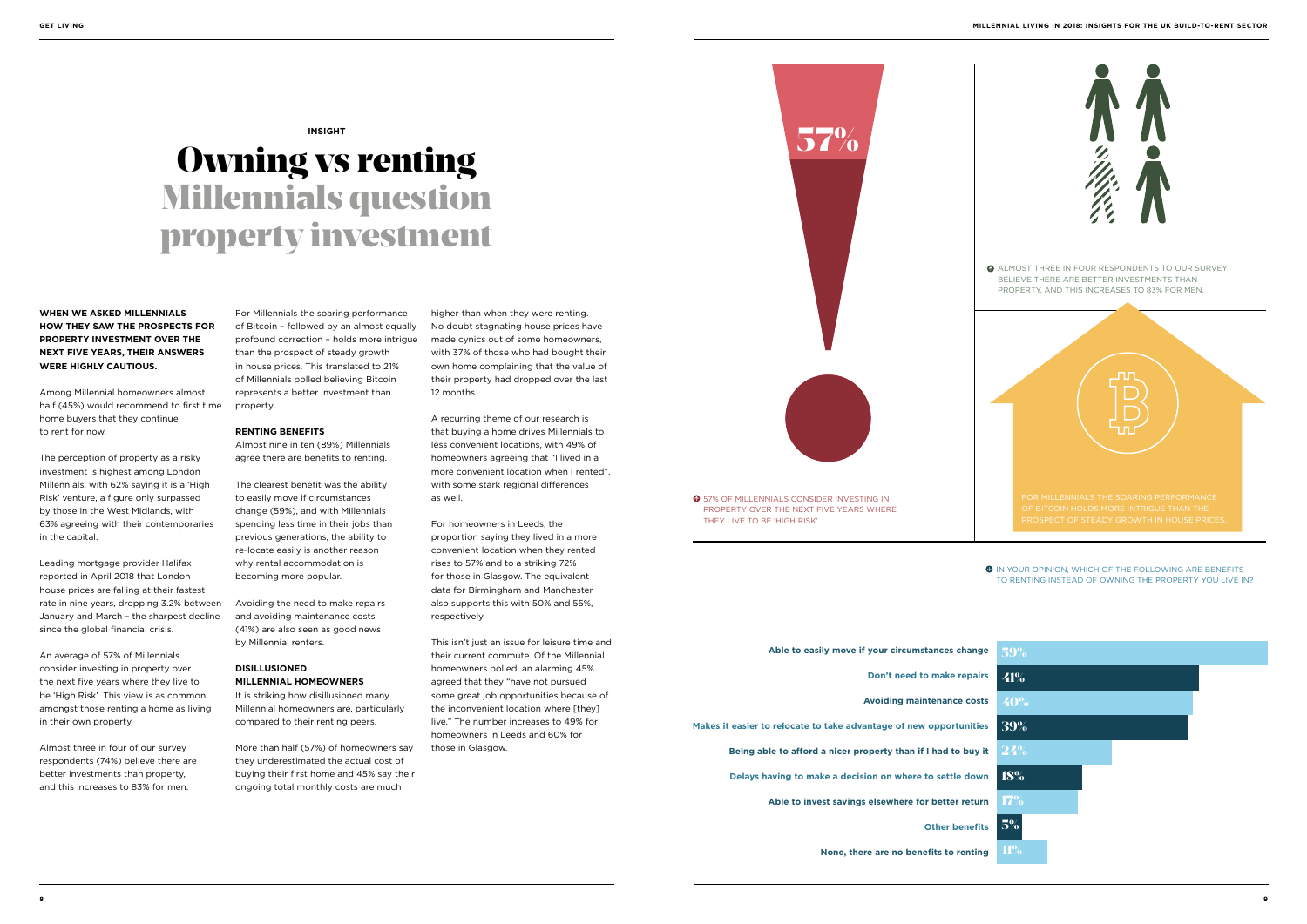INSIGHT

# Owning vs renting
## Millennials question property investment

**WHEN WE ASKED MILLENNIALS HOW THEY SAW THE PROSPECTS FOR PROPERTY INVESTMENT OVER THE NEXT FIVE YEARS, THEIR ANSWERS WERE HIGHLY CAUTIOUS.**

Among Millennial homeowners almost half (45%) would recommend to first time home buyers that they continue to rent for now.

The perception of property as a risky investment is highest among London Millennials, with 62% saying it is a 'High Risk' venture, a figure only surpassed by those in the West Midlands, with 63% agreeing with their contemporaries in the capital.

Leading mortgage provider Halifax reported in April 2018 that London house prices are falling at their fastest rate in nine years, dropping 3.2% between January and March – the sharpest decline since the global financial crisis.

An average of 57% of Millennials consider investing in property over the next five years where they live to be 'High Risk'. This view is as common amongst those renting a home as living in their own property.

Almost three in four of our survey respondents (74%) believe there are better investments than property, and this increases to 83% for men.

For Millennials the soaring performance of Bitcoin – followed by an almost equally profound correction – holds more intrigue than the prospect of steady growth in house prices. This translated to 21% of Millennials polled believing Bitcoin represents a better investment than property.

**RENTING BENEFITS**

Almost nine in ten (89%) Millennials agree there are benefits to renting.

The clearest benefit was the ability to easily move if circumstances change (59%), and with Millennials spending less time in their jobs than previous generations, the ability to re-locate easily is another reason why rental accommodation is becoming more popular.

Avoiding the need to make repairs and avoiding maintenance costs (41%) are also seen as good news by Millennial renters.

**DISILLUSIONED MILLENNIAL HOMEOWNERS**

It is striking how disillusioned many Millennial homeowners are, particularly compared to their renting peers.

More than half (57%) of homeowners say they underestimated the actual cost of buying their first home and 45% say their ongoing total monthly costs are much higher than when they were renting. No doubt stagnating house prices have made cynics out of some homeowners, with 37% of those who had bought their own home complaining that the value of their property had dropped over the last 12 months.

A recurring theme of our research is that buying a home drives Millennials to less convenient locations, with 49% of homeowners agreeing that "I lived in a more convenient location when I rented", with some stark regional differences as well.

For homeowners in Leeds, the proportion saying they lived in a more convenient location when they rented rises to 57% and to a striking 72% for those in Glasgow. The equivalent data for Birmingham and Manchester also supports this with 50% and 55%, respectively.

This isn't just an issue for leisure time and their current commute. Of the Millennial homeowners polled, an alarming 45% agreed that they "have not pursued some great job opportunities because of the inconvenient location where [they] live." The number increases to 49% for homeowners in Leeds and 60% for those in Glasgow.

57%

57% OF MILLENNIALS CONSIDER INVESTING IN PROPERTY OVER THE NEXT FIVE YEARS WHERE THEY LIVE TO BE 'HIGH RISK'.

ALMOST THREE IN FOUR RESPONDENTS TO OUR SURVEY BELIEVE THERE ARE BETTER INVESTMENTS THAN PROPERTY, AND THIS INCREASES TO 83% FOR MEN.

FOR MILLENNIALS THE SOARING PERFORMANCE OF BITCOIN HOLDS MORE INTRIGUE THAN THE PROSPECT OF STEADY GROWTH IN HOUSE PRICES.

IN YOUR OPINION, WHICH OF THE FOLLOWING ARE BENEFITS TO RENTING INSTEAD OF OWNING THE PROPERTY YOU LIVE IN?

Able to easily move if your circumstances change 59%
Don't need to make repairs 41%
Avoiding maintenance costs 40%
Makes it easier to relocate to take advantage of new opportunities 39%
Being able to afford a nicer property than if I had to buy it 24%
Delays having to make a decision on where to settle down 18%
Able to invest savings elsewhere for better return 17%
Other benefits 5%
None, there are no benefits to renting 11%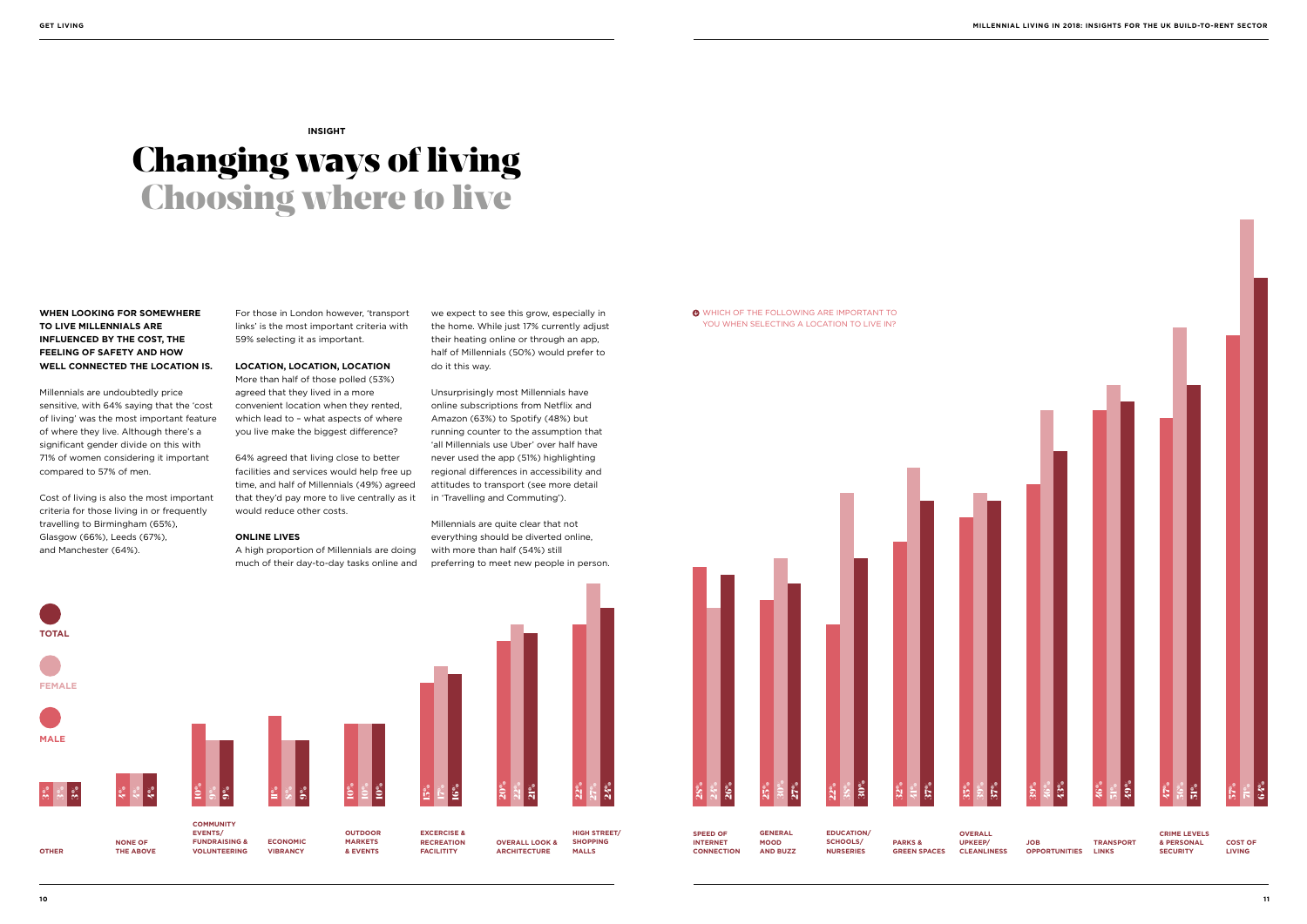INSIGHT

# Changing ways of living
## Choosing where to live

**WHEN LOOKING FOR SOMEWHERE TO LIVE MILLENNIALS ARE INFLUENCED BY THE COST, THE FEELING OF SAFETY AND HOW WELL CONNECTED THE LOCATION IS.**

Millennials are undoubtedly price sensitive, with 64% saying that the 'cost of living' was the most important feature of where they live. Although there's a significant gender divide on this with 71% of women considering it important compared to 57% of men.

Cost of living is also the most important criteria for those living in or frequently travelling to Birmingham (65%), Glasgow (66%), Leeds (67%), and Manchester (64%).

For those in London however, 'transport links' is the most important criteria with 59% selecting it as important.

**LOCATION, LOCATION, LOCATION**

More than half of those polled (53%) agreed that they lived in a more convenient location when they rented, which lead to – what aspects of where you live make the biggest difference?

64% agreed that living close to better facilities and services would help free up time, and half of Millennials (49%) agreed that they'd pay more to live centrally as it would reduce other costs.

**ONLINE LIVES**

A high proportion of Millennials are doing much of their day-to-day tasks online and we expect to see this grow, especially in the home. While just 17% currently adjust their heating online or through an app, half of Millennials (50%) would prefer to do it this way.

Unsurprisingly most Millennials have online subscriptions from Netflix and Amazon (63%) to Spotify (48%) but running counter to the assumption that 'all Millennials use Uber' over half have never used the app (51%) highlighting regional differences in accessibility and attitudes to transport (see more detail in 'Travelling and Commuting').

Millennials are quite clear that not everything should be diverted online, with more than half (54%) still preferring to meet new people in person.

WHICH OF THE FOLLOWING ARE IMPORTANT TO YOU WHEN SELECTING A LOCATION TO LIVE IN?

| | Male | Female | Total |
|---|---|---|---|
| Other | 3% | 3% | 3% |
| None of the above | 4% | 4% | 4% |
| Community events/ fundraising & volunteering | 10% | 9% | 9% |
| Economic vibrancy | 11% | 8% | 9% |
| Outdoor markets & events | 10% | 10% | 10% |
| Excercise & recreation facilitity | 15% | 17% | 16% |
| Overall look & architecture | 20% | 22% | 21% |
| High street/ shopping malls | 22% | 27% | 24% |
| Speed of internet connection | 28% | 24% | 26% |
| General mood and buzz | 25% | 30% | 27% |
| Education/ schools/ nurseries | 22% | 38% | 30% |
| Parks & green spaces | 32% | 41% | 37% |
| Overall upkeep/ cleanliness | 35% | 39% | 37% |
| Job opportunities | 39% | 46% | 43% |
| Transport links | 46% | 51% | 49% |
| Crime levels & personal security | 47% | 56% | 51% |
| Cost of living | 57% | 71% | 64% |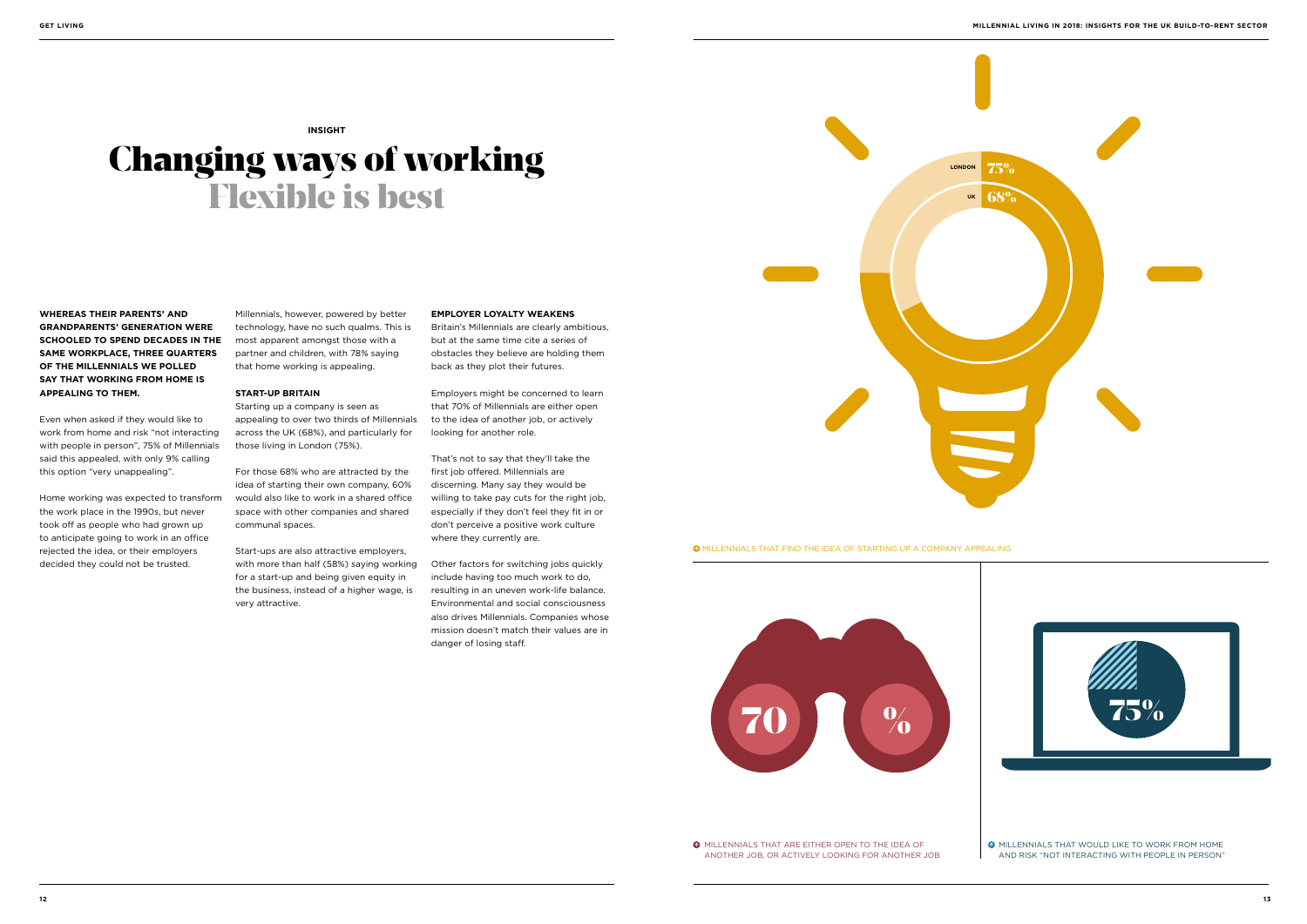INSIGHT

# Changing ways of working
## Flexible is best

**WHEREAS THEIR PARENTS' AND GRANDPARENTS' GENERATION WERE SCHOOLED TO SPEND DECADES IN THE SAME WORKPLACE, THREE QUARTERS OF THE MILLENNIALS WE POLLED SAY THAT WORKING FROM HOME IS APPEALING TO THEM.**

Even when asked if they would like to work from home and risk "not interacting with people in person", 75% of Millennials said this appealed, with only 9% calling this option "very unappealing".

Home working was expected to transform the work place in the 1990s, but never took off as people who had grown up to anticipate going to work in an office rejected the idea, or their employers decided they could not be trusted.

Millennials, however, powered by better technology, have no such qualms. This is most apparent amongst those with a partner and children, with 78% saying that home working is appealing.

**START-UP BRITAIN**

Starting up a company is seen as appealing to over two thirds of Millennials across the UK (68%), and particularly for those living in London (75%).

For those 68% who are attracted by the idea of starting their own company, 60% would also like to work in a shared office space with other companies and shared communal spaces.

Start-ups are also attractive employers, with more than half (58%) saying working for a start-up and being given equity in the business, instead of a higher wage, is very attractive.

**EMPLOYER LOYALTY WEAKENS**

Britain's Millennials are clearly ambitious, but at the same time cite a series of obstacles they believe are holding them back as they plot their futures.

Employers might be concerned to learn that 70% of Millennials are either open to the idea of another job, or actively looking for another role.

That's not to say that they'll take the first job offered. Millennials are discerning. Many say they would be willing to take pay cuts for the right job, especially if they don't feel they fit in or don't perceive a positive work culture where they currently are.

Other factors for switching jobs quickly include having too much work to do, resulting in an uneven work-life balance. Environmental and social consciousness also drives Millennials. Companies whose mission doesn't match their values are in danger of losing staff.

LONDON 75%

UK 68%

MILLENNIALS THAT FIND THE IDEA OF STARTING UP A COMPANY APPEALING

70%

MILLENNIALS THAT ARE EITHER OPEN TO THE IDEA OF ANOTHER JOB, OR ACTIVELY LOOKING FOR ANOTHER JOB

75%

MILLENNIALS THAT WOULD LIKE TO WORK FROM HOME AND RISK "NOT INTERACTING WITH PEOPLE IN PERSON"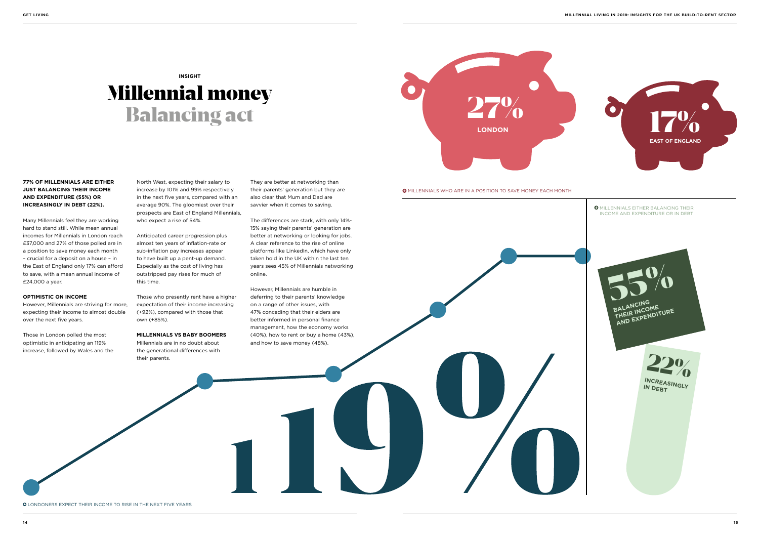INSIGHT

# Millennial money
## Balancing act

**77% OF MILLENNIALS ARE EITHER JUST BALANCING THEIR INCOME AND EXPENDITURE (55%) OR INCREASINGLY IN DEBT (22%).**

Many Millennials feel they are working hard to stand still. While mean annual incomes for Millennials in London reach £37,000 and 27% of those polled are in a position to save money each month – crucial for a deposit on a house – in the East of England only 17% can afford to save, with a mean annual income of £24,000 a year.

**OPTIMISTIC ON INCOME**

However, Millennials are striving for more, expecting their income to almost double over the next five years.

Those in London polled the most optimistic in anticipating an 119% increase, followed by Wales and the North West, expecting their salary to increase by 101% and 99% respectively in the next five years, compared with an average 90%. The gloomiest over their prospects are East of England Millennials, who expect a rise of 54%.

Anticipated career progression plus almost ten years of inflation-rate or sub-inflation pay increases appear to have built up a pent-up demand. Especially as the cost of living has outstripped pay rises for much of this time.

Those who presently rent have a higher expectation of their income increasing (+92%), compared with those that own (+85%).

**MILLENNIALS VS BABY BOOMERS**

Millennials are in no doubt about the generational differences with their parents.

They are better at networking than their parents' generation but they are also clear that Mum and Dad are savvier when it comes to saving.

The differences are stark, with only 14%-15% saying their parents' generation are better at networking or looking for jobs. A clear reference to the rise of online platforms like LinkedIn, which have only taken hold in the UK within the last ten years sees 45% of Millennials networking online.

However, Millennials are humble in deferring to their parents' knowledge on a range of other issues, with 47% conceding that their elders are better informed in personal finance management, how the economy works (40%), how to rent or buy a home (43%), and how to save money (48%).

27%
LONDON

17%
EAST OF ENGLAND

MILLENNIALS WHO ARE IN A POSITION TO SAVE MONEY EACH MONTH

MILLENNIALS EITHER BALANCING THEIR INCOME AND EXPENDITURE OR IN DEBT

55%
BALANCING THEIR INCOME AND EXPENDITURE

22%
INCREASINGLY IN DEBT

119%

LONDONERS EXPECT THEIR INCOME TO RISE IN THE NEXT FIVE YEARS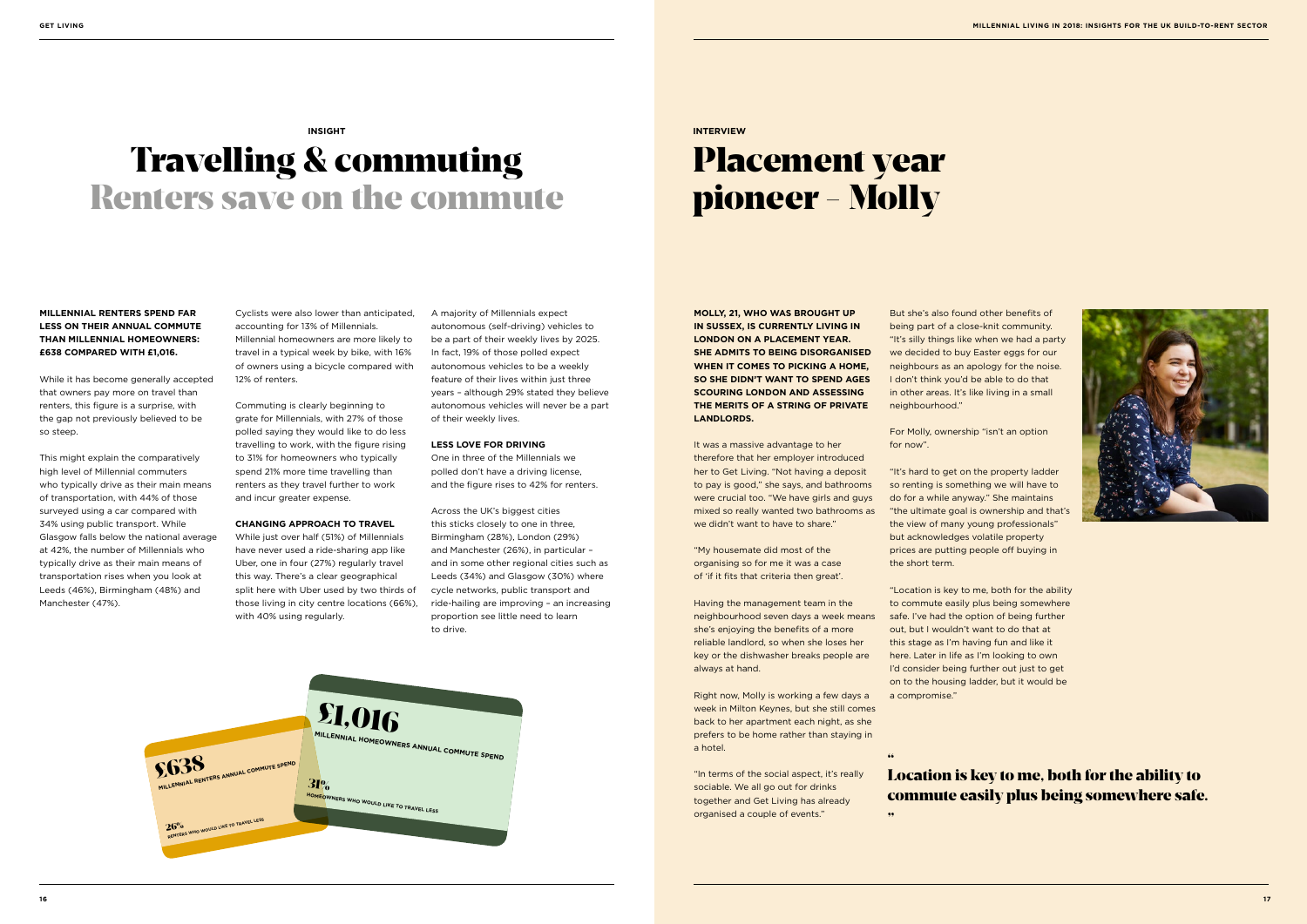INSIGHT

# Travelling & commuting

## Renters save on the commute

**MILLENNIAL RENTERS SPEND FAR LESS ON THEIR ANNUAL COMMUTE THAN MILLENNIAL HOMEOWNERS: £638 COMPARED WITH £1,016.**

While it has become generally accepted that owners pay more on travel than renters, this figure is a surprise, with the gap not previously believed to be so steep.

This might explain the comparatively high level of Millennial commuters who typically drive as their main means of transportation, with 44% of those surveyed using a car compared with 34% using public transport. While Glasgow falls below the national average at 42%, the number of Millennials who typically drive as their main means of transportation rises when you look at Leeds (46%), Birmingham (48%) and Manchester (47%).

Cyclists were also lower than anticipated, accounting for 13% of Millennials. Millennial homeowners are more likely to travel in a typical week by bike, with 16% of owners using a bicycle compared with 12% of renters.

Commuting is clearly beginning to grate for Millennials, with 27% of those polled saying they would like to do less travelling to work, with the figure rising to 31% for homeowners who typically spend 21% more time travelling than renters as they travel further to work and incur greater expense.

**CHANGING APPROACH TO TRAVEL**

While just over half (51%) of Millennials have never used a ride-sharing app like Uber, one in four (27%) regularly travel this way. There's a clear geographical split here with Uber used by two thirds of those living in city centre locations (66%), with 40% using regularly.

A majority of Millennials expect autonomous (self-driving) vehicles to be a part of their weekly lives by 2025. In fact, 19% of those polled expect autonomous vehicles to be a weekly feature of their lives within just three years – although 29% stated they believe autonomous vehicles will never be a part of their weekly lives.

**LESS LOVE FOR DRIVING**

One in three of the Millennials we polled don't have a driving license, and the figure rises to 42% for renters.

Across the UK's biggest cities this sticks closely to one in three, Birmingham (28%), London (29%) and Manchester (26%), in particular – and in some other regional cities such as Leeds (34%) and Glasgow (30%) where cycle networks, public transport and ride-hailing are improving – an increasing proportion see little need to learn to drive.

£638
MILLENNIAL RENTERS ANNUAL COMMUTE SPEND
26%
RENTERS WHO WOULD LIKE TO TRAVEL LESS

£1,016
MILLENNIAL HOMEOWNERS ANNUAL COMMUTE SPEND
31%
HOMEOWNERS WHO WOULD LIKE TO TRAVEL LESS

INTERVIEW

# Placement year pioneer – Molly

**MOLLY, 21, WHO WAS BROUGHT UP IN SUSSEX, IS CURRENTLY LIVING IN LONDON ON A PLACEMENT YEAR. SHE ADMITS TO BEING DISORGANISED WHEN IT COMES TO PICKING A HOME, SO SHE DIDN'T WANT TO SPEND AGES SCOURING LONDON AND ASSESSING THE MERITS OF A STRING OF PRIVATE LANDLORDS.**

It was a massive advantage to her therefore that her employer introduced her to Get Living. "Not having a deposit to pay is good," she says, and bathrooms were crucial too. "We have girls and guys mixed so really wanted two bathrooms as we didn't want to have to share."

"My housemate did most of the organising so for me it was a case of 'if it fits that criteria then great'.

Having the management team in the neighbourhood seven days a week means she's enjoying the benefits of a more reliable landlord, so when she loses her key or the dishwasher breaks people are always at hand.

Right now, Molly is working a few days a week in Milton Keynes, but she still comes back to her apartment each night, as she prefers to be home rather than staying in a hotel.

"In terms of the social aspect, it's really sociable. We all go out for drinks together and Get Living has already organised a couple of events."

But she's also found other benefits of being part of a close-knit community. "It's silly things like when we had a party we decided to buy Easter eggs for our neighbours as an apology for the noise. I don't think you'd be able to do that in other areas. It's like living in a small neighbourhood."

For Molly, ownership "isn't an option for now".

"It's hard to get on the property ladder so renting is something we will have to do for a while anyway." She maintains "the ultimate goal is ownership and that's the view of many young professionals" but acknowledges volatile property prices are putting people off buying in the short term.

"Location is key to me, both for the ability to commute easily plus being somewhere safe. I've had the option of being further out, but I wouldn't want to do that at this stage as I'm having fun and like it here. Later in life as I'm looking to own I'd consider being further out just to get on to the housing ladder, but it would be a compromise."

> "Location is key to me, both for the ability to commute easily plus being somewhere safe."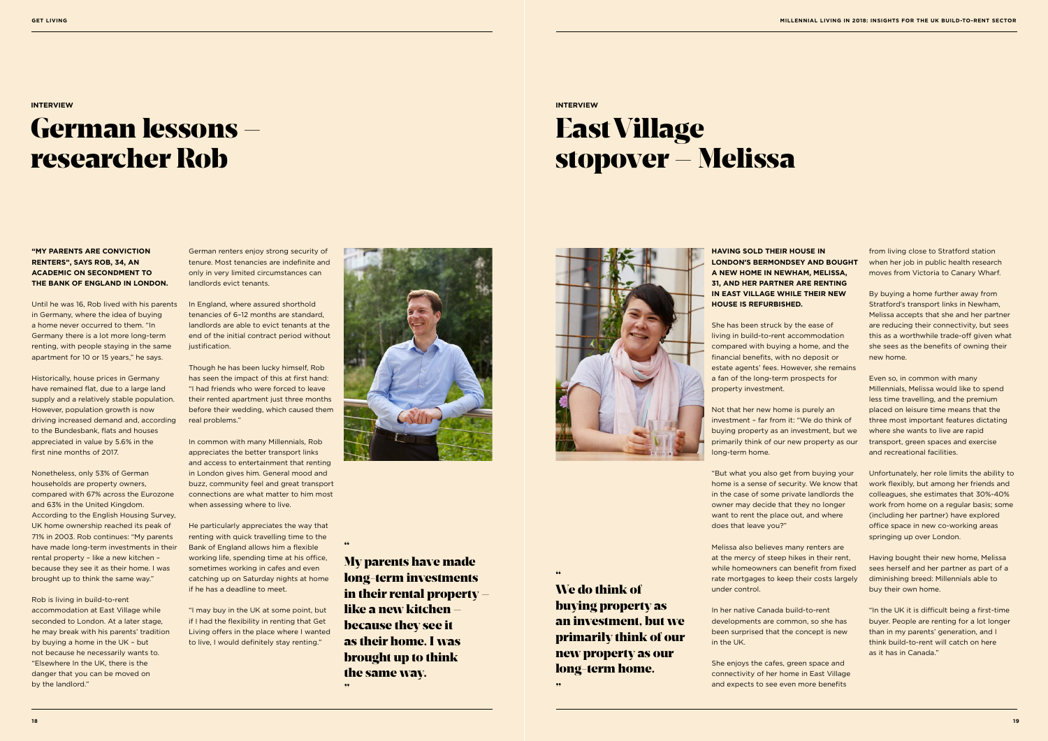INTERVIEW

# German lessons – researcher Rob

**"MY PARENTS ARE CONVICTION RENTERS", SAYS ROB, 34, AN ACADEMIC ON SECONDMENT TO THE BANK OF ENGLAND IN LONDON.**

Until he was 16, Rob lived with his parents in Germany, where the idea of buying a home never occurred to them. "In Germany there is a lot more long-term renting, with people staying in the same apartment for 10 or 15 years," he says.

Historically, house prices in Germany have remained flat, due to a large land supply and a relatively stable population. However, population growth is now driving increased demand and, according to the Bundesbank, flats and houses appreciated in value by 5.6% in the first nine months of 2017.

Nonetheless, only 53% of German households are property owners, compared with 67% across the Eurozone and 63% in the United Kingdom. According to the English Housing Survey, UK home ownership reached its peak of 71% in 2003. Rob continues: "My parents have made long-term investments in their rental property – like a new kitchen – because they see it as their home. I was brought up to think the same way."

Rob is living in build-to-rent accommodation at East Village while seconded to London. At a later stage, he may break with his parents' tradition by buying a home in the UK – but not because he necessarily wants to. "Elsewhere In the UK, there is the danger that you can be moved on by the landlord."

German renters enjoy strong security of tenure. Most tenancies are indefinite and only in very limited circumstances can landlords evict tenants.

In England, where assured shorthold tenancies of 6–12 months are standard, landlords are able to evict tenants at the end of the initial contract period without justification.

Though he has been lucky himself, Rob has seen the impact of this at first hand: "I had friends who were forced to leave their rented apartment just three months before their wedding, which caused them real problems."

In common with many Millennials, Rob appreciates the better transport links and access to entertainment that renting in London gives him. General mood and buzz, community feel and great transport connections are what matter to him most when assessing where to live.

He particularly appreciates the way that renting with quick travelling time to the Bank of England allows him a flexible working life, spending time at his office, sometimes working in cafes and even catching up on Saturday nights at home if he has a deadline to meet.

"I may buy in the UK at some point, but if I had the flexibility in renting that Get Living offers in the place where I wanted to live, I would definitely stay renting."

> "My parents have made long-term investments in their rental property – like a new kitchen – because they see it as their home. I was brought up to think the same way."

INTERVIEW

# East Village stopover – Melissa

**HAVING SOLD THEIR HOUSE IN LONDON'S BERMONDSEY AND BOUGHT A NEW HOME IN NEWHAM, MELISSA, 31, AND HER PARTNER ARE RENTING IN EAST VILLAGE WHILE THEIR NEW HOUSE IS REFURBISHED.**

She has been struck by the ease of living in build-to-rent accommodation compared with buying a home, and the financial benefits, with no deposit or estate agents' fees. However, she remains a fan of the long-term prospects for property investment.

Not that her new home is purely an investment – far from it: "We do think of buying property as an investment, but we primarily think of our new property as our long-term home.

"But what you also get from buying your home is a sense of security. We know that in the case of some private landlords the owner may decide that they no longer want to rent the place out, and where does that leave you?"

Melissa also believes many renters are at the mercy of steep hikes in their rent, while homeowners can benefit from fixed rate mortgages to keep their costs largely under control.

In her native Canada build-to-rent developments are common, so she has been surprised that the concept is new in the UK.

She enjoys the cafes, green space and connectivity of her home in East Village and expects to see even more benefits from living close to Stratford station when her job in public health research moves from Victoria to Canary Wharf.

By buying a home further away from Stratford's transport links in Newham, Melissa accepts that she and her partner are reducing their connectivity, but sees this as a worthwhile trade-off given what she sees as the benefits of owning their new home.

Even so, in common with many Millennials, Melissa would like to spend less time travelling, and the premium placed on leisure time means that the three most important features dictating where she wants to live are rapid transport, green spaces and exercise and recreational facilities.

Unfortunately, her role limits the ability to work flexibly, but among her friends and colleagues, she estimates that 30%-40% work from home on a regular basis; some (including her partner) have explored office space in new co-working areas springing up over London.

Having bought their new home, Melissa sees herself and her partner as part of a diminishing breed: Millennials able to buy their own home.

"In the UK it is difficult being a first-time buyer. People are renting for a lot longer than in my parents' generation, and I think build-to-rent will catch on here as it has in Canada."

> "We do think of buying property as an investment, but we primarily think of our new property as our long-term home."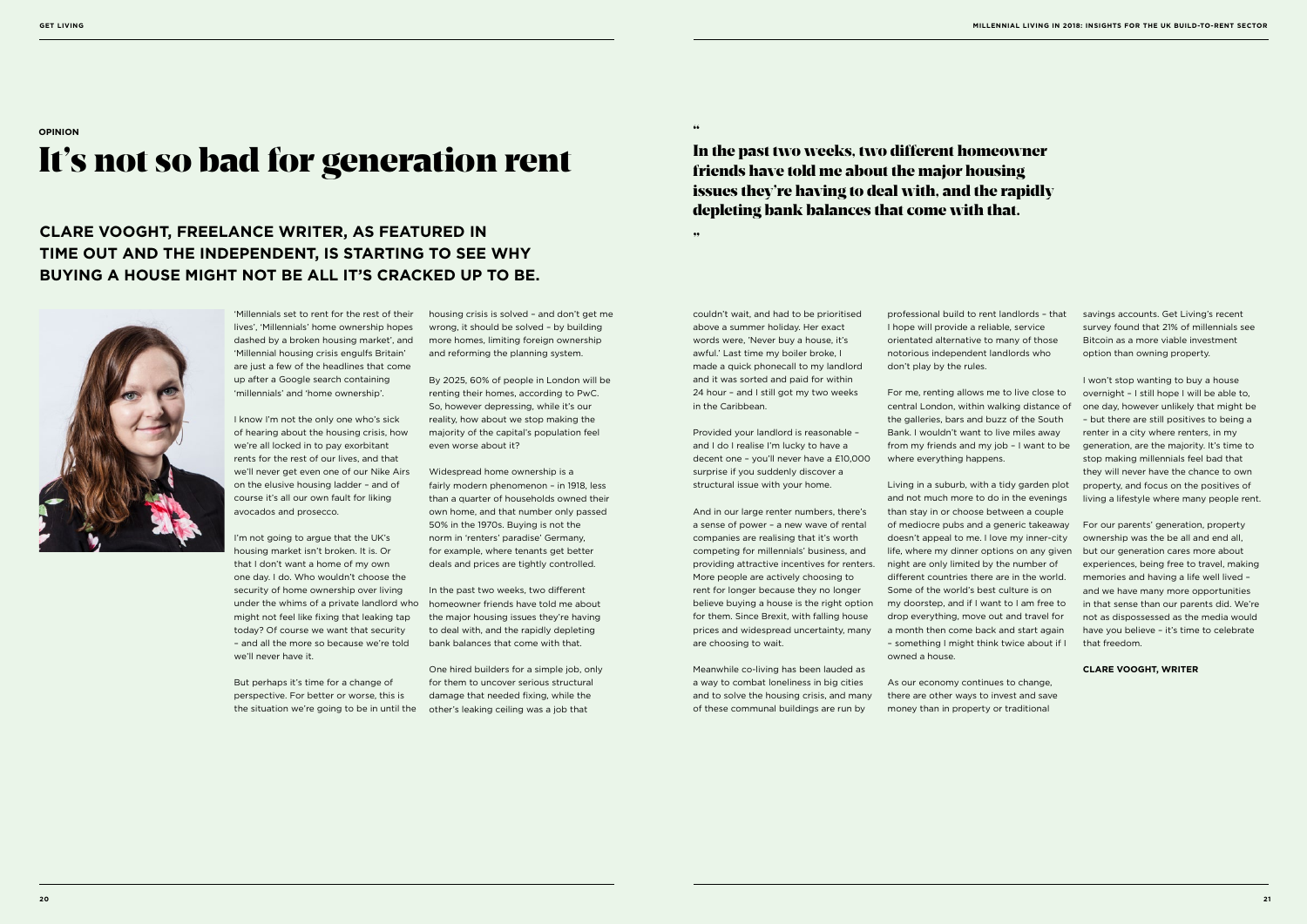OPINION

# It's not so bad for generation rent

## CLARE VOOGHT, FREELANCE WRITER, AS FEATURED IN TIME OUT AND THE INDEPENDENT, IS STARTING TO SEE WHY BUYING A HOUSE MIGHT NOT BE ALL IT'S CRACKED UP TO BE.

'Millennials set to rent for the rest of their lives', 'Millennials' home ownership hopes dashed by a broken housing market', and 'Millennial housing crisis engulfs Britain' are just a few of the headlines that come up after a Google search containing 'millennials' and 'home ownership'.

I know I'm not the only one who's sick of hearing about the housing crisis, how we're all locked in to pay exorbitant rents for the rest of our lives, and that we'll never get even one of our Nike Airs on the elusive housing ladder – and of course it's all our own fault for liking avocados and prosecco.

I'm not going to argue that the UK's housing market isn't broken. It is. Or that I don't want a home of my own one day. I do. Who wouldn't choose the security of home ownership over living under the whims of a private landlord who might not feel like fixing that leaking tap today? Of course we want that security – and all the more so because we're told we'll never have it.

But perhaps it's time for a change of perspective. For better or worse, this is the situation we're going to be in until the housing crisis is solved – and don't get me wrong, it should be solved – by building more homes, limiting foreign ownership and reforming the planning system.

By 2025, 60% of people in London will be renting their homes, according to PwC. So, however depressing, while it's our reality, how about we stop making the majority of the capital's population feel even worse about it?

Widespread home ownership is a fairly modern phenomenon – in 1918, less than a quarter of households owned their own home, and that number only passed 50% in the 1970s. Buying is not the norm in 'renters' paradise' Germany, for example, where tenants get better deals and prices are tightly controlled.

In the past two weeks, two different homeowner friends have told me about the major housing issues they're having to deal with, and the rapidly depleting bank balances that come with that.

One hired builders for a simple job, only for them to uncover serious structural damage that needed fixing, while the other's leaking ceiling was a job that couldn't wait, and had to be prioritised above a summer holiday. Her exact words were, 'Never buy a house, it's awful.' Last time my boiler broke, I made a quick phonecall to my landlord and it was sorted and paid for within 24 hour – and I still got my two weeks in the Caribbean.

> "In the past two weeks, two different homeowner friends have told me about the major housing issues they're having to deal with, and the rapidly depleting bank balances that come with that."

Provided your landlord is reasonable – and I do I realise I'm lucky to have a decent one – you'll never have a £10,000 surprise if you suddenly discover a structural issue with your home.

And in our large renter numbers, there's a sense of power – a new wave of rental companies are realising that it's worth competing for millennials' business, and providing attractive incentives for renters. More people are actively choosing to rent for longer because they no longer believe buying a house is the right option for them. Since Brexit, with falling house prices and widespread uncertainty, many are choosing to wait.

Meanwhile co-living has been lauded as a way to combat loneliness in big cities and to solve the housing crisis, and many of these communal buildings are run by professional build to rent landlords – that I hope will provide a reliable, service orientated alternative to many of those notorious independent landlords who don't play by the rules.

For me, renting allows me to live close to central London, within walking distance of the galleries, bars and buzz of the South Bank. I wouldn't want to live miles away from my friends and my job – I want to be where everything happens.

Living in a suburb, with a tidy garden plot and not much more to do in the evenings than stay in or choose between a couple of mediocre pubs and a generic takeaway doesn't appeal to me. I love my inner-city life, where my dinner options on any given night are only limited by the number of different countries there are in the world. Some of the world's best culture is on my doorstep, and if I want to I am free to drop everything, move out and travel for a month then come back and start again – something I might think twice about if I owned a house.

As our economy continues to change, there are other ways to invest and save money than in property or traditional savings accounts. Get Living's recent survey found that 21% of millennials see Bitcoin as a more viable investment option than owning property.

I won't stop wanting to buy a house overnight – I still hope I will be able to, one day, however unlikely that might be – but there are still positives to being a renter in a city where renters, in my generation, are the majority. It's time to stop making millennials feel bad that they will never have the chance to own property, and focus on the positives of living a lifestyle where many people rent.

For our parents' generation, property ownership was the be all and end all, but our generation cares more about experiences, being free to travel, making memories and having a life well lived – and we have many more opportunities in that sense than our parents did. We're not as dispossessed as the media would have you believe – it's time to celebrate that freedom.

**CLARE VOOGHT, WRITER**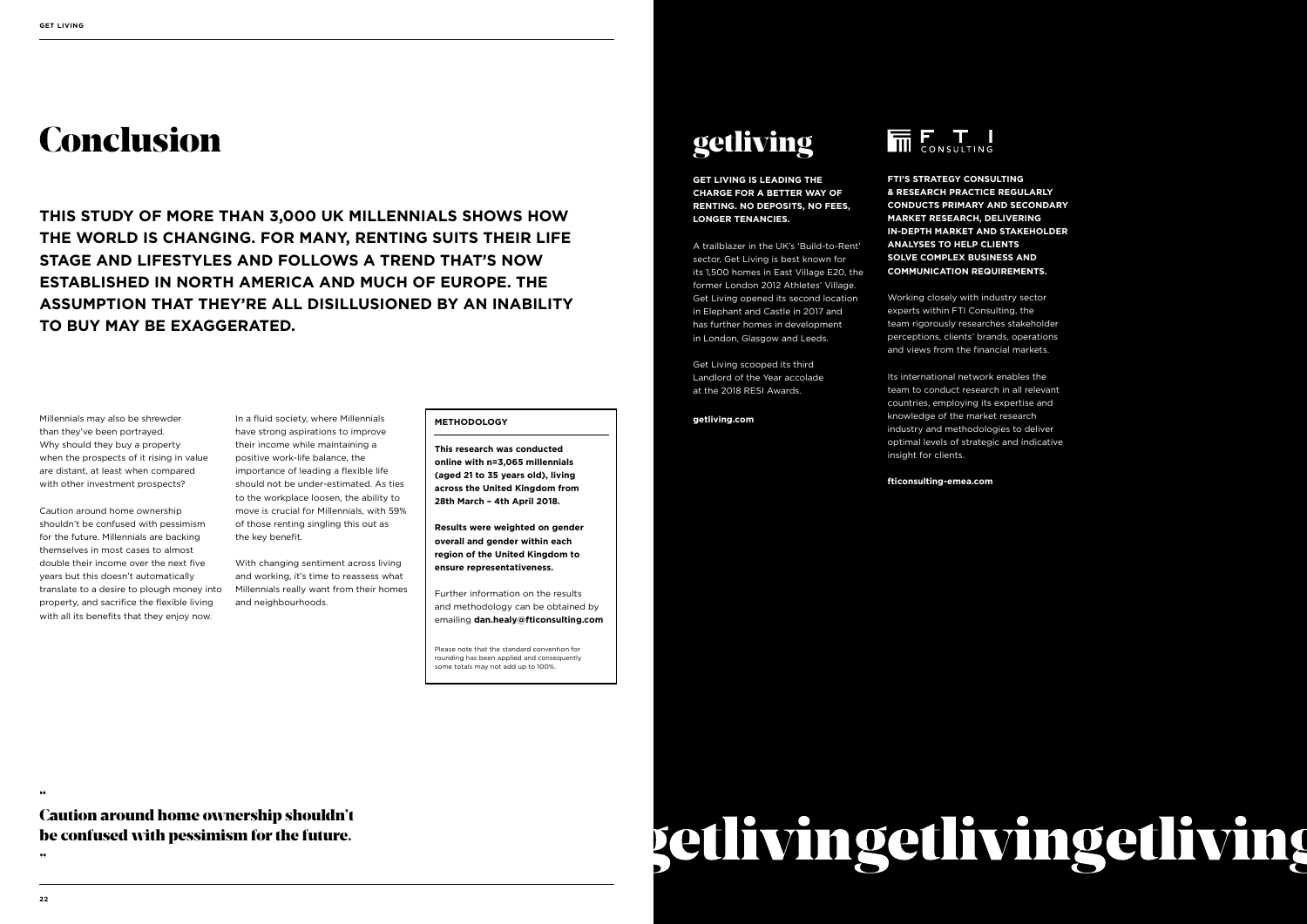# Conclusion

**THIS STUDY OF MORE THAN 3,000 UK MILLENNIALS SHOWS HOW THE WORLD IS CHANGING. FOR MANY, RENTING SUITS THEIR LIFE STAGE AND LIFESTYLES AND FOLLOWS A TREND THAT'S NOW ESTABLISHED IN NORTH AMERICA AND MUCH OF EUROPE. THE ASSUMPTION THAT THEY'RE ALL DISILLUSIONED BY AN INABILITY TO BUY MAY BE EXAGGERATED.**

Millennials may also be shrewder than they've been portrayed. Why should they buy a property when the prospects of it rising in value are distant, at least when compared with other investment prospects?

Caution around home ownership shouldn't be confused with pessimism for the future. Millennials are backing themselves in most cases to almost double their income over the next five years but this doesn't automatically translate to a desire to plough money into property, and sacrifice the flexible living with all its benefits that they enjoy now.

In a fluid society, where Millennials have strong aspirations to improve their income while maintaining a positive work-life balance, the importance of leading a flexible life should not be under-estimated. As ties to the workplace loosen, the ability to move is crucial for Millennials, with 59% of those renting singling this out as the key benefit.

With changing sentiment across living and working, it's time to reassess what Millennials really want from their homes and neighbourhoods.

**METHODOLOGY**

**This research was conducted online with n=3,065 millennials (aged 21 to 35 years old), living across the United Kingdom from 28th March – 4th April 2018.**

**Results were weighted on gender overall and gender within each region of the United Kingdom to ensure representativeness.**

Further information on the results and methodology can be obtained by emailing **dan.healy@fticonsulting.com**

Please note that the standard convention for rounding has been applied and consequently some totals may not add up to 100%.

"

**Caution around home ownership shouldn't be confused with pessimism for the future.**

"

## getliving

**GET LIVING IS LEADING THE CHARGE FOR A BETTER WAY OF RENTING. NO DEPOSITS, NO FEES, LONGER TENANCIES.**

A trailblazer in the UK's 'Build-to-Rent' sector, Get Living is best known for its 1,500 homes in East Village E20, the former London 2012 Athletes' Village. Get Living opened its second location in Elephant and Castle in 2017 and has further homes in development in London, Glasgow and Leeds.

Get Living scooped its third Landlord of the Year accolade at the 2018 RESI Awards.

**getliving.com**

## FTI CONSULTING

**FTI'S STRATEGY CONSULTING & RESEARCH PRACTICE REGULARLY CONDUCTS PRIMARY AND SECONDARY MARKET RESEARCH, DELIVERING IN-DEPTH MARKET AND STAKEHOLDER ANALYSES TO HELP CLIENTS SOLVE COMPLEX BUSINESS AND COMMUNICATION REQUIREMENTS.**

Working closely with industry sector experts within FTI Consulting, the team rigorously researches stakeholder perceptions, clients' brands, operations and views from the financial markets.

Its international network enables the team to conduct research in all relevant countries, employing its expertise and knowledge of the market research industry and methodologies to deliver optimal levels of strategic and indicative insight for clients.

**fticonsulting-emea.com**

getlivingetlivingetliving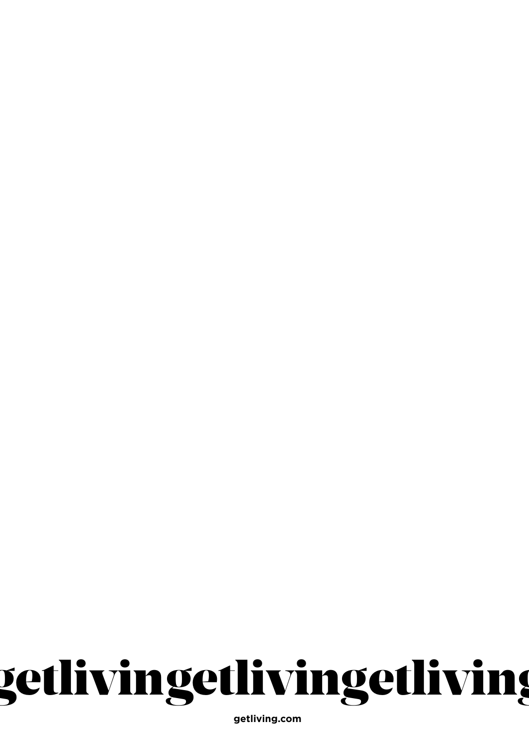getlivingetlivingetliving

getliving.com